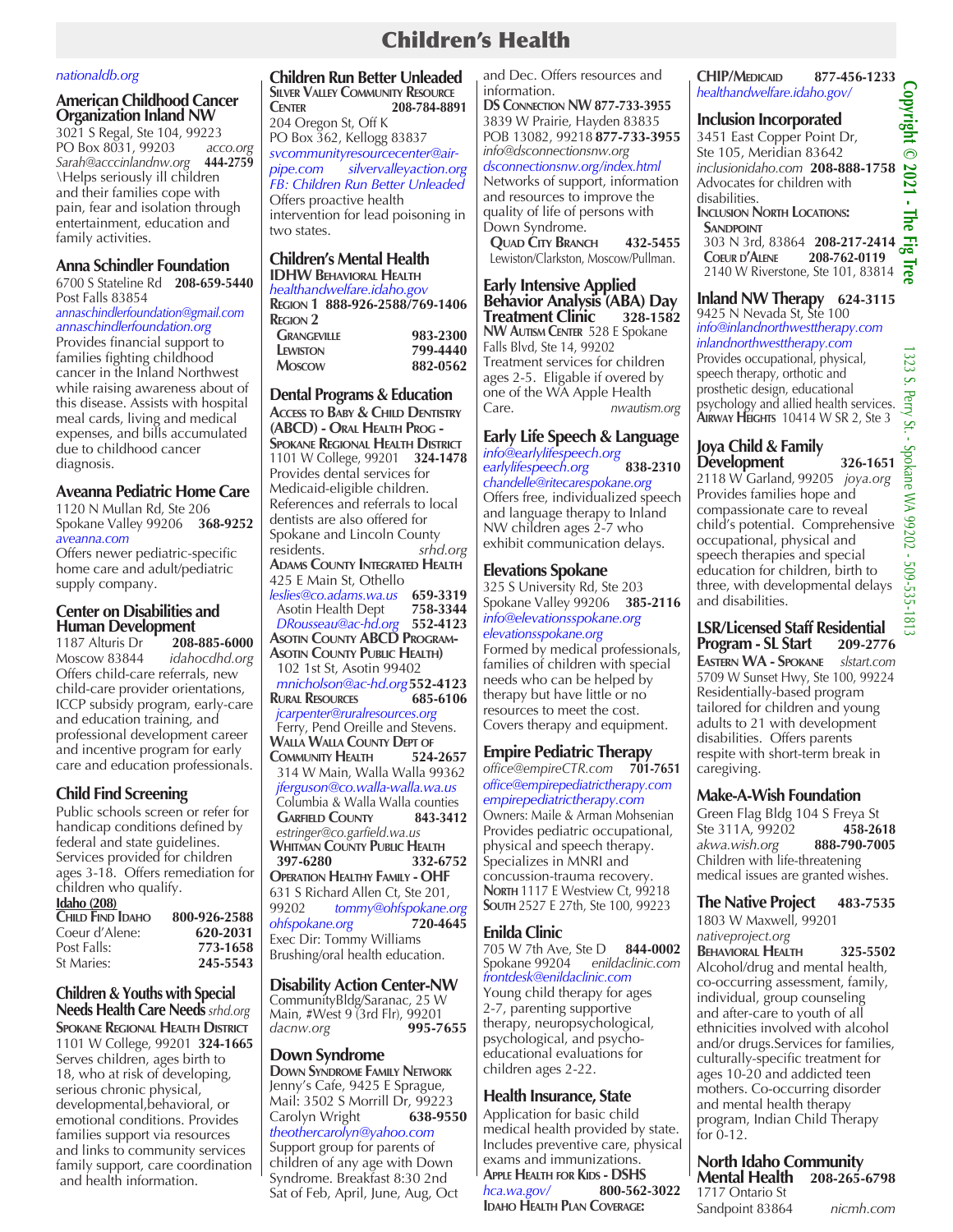# Children's Health

*nationaldb.org*

### American Childhood Cancer Organization Inland NW

3021 S Regal, Ste 104, 99223
PO Box 8031, 99203 *acco.org*
*Sarah@acccinlandnw.org* **444-2759**
\Helps seriously ill children and their families cope with pain, fear and isolation through entertainment, education and family activities.

### Anna Schindler Foundation

6700 S Stateline Rd **208-659-5440**
Post Falls 83854
*annaschindlerfoundation@gmail.com*
*annaschindlerfoundation.org*
Provides financial support to families fighting childhood cancer in the Inland Northwest while raising awareness about of this disease. Assists with hospital meal cards, living and medical expenses, and bills accumulated due to childhood cancer diagnosis.

### Aveanna Pediatric Home Care

1120 N Mullan Rd, Ste 206
Spokane Valley 99206 **368-9252**
*aveanna.com*
Offers newer pediatric-specific home care and adult/pediatric supply company.

### Center on Disabilities and Human Development

1187 Alturis Dr **208-885-6000**
Moscow 83844 *idahocdhd.org*
Offers child-care referrals, new child-care provider orientations, ICCP subsidy program, early-care and education training, and professional development career and incentive program for early care and education professionals.

### Child Find Screening

Public schools screen or refer for handicap conditions defined by federal and state guidelines. Services provided for children ages 3-18. Offers remediation for children who qualify.

**Idaho (208)**

| | |
|---|---|
| **Child Find Idaho** | **800-926-2588** |
| Coeur d'Alene: | **620-2031** |
| Post Falls: | **773-1658** |
| St Maries: | **245-5543** |

### Children & Youths with Special Needs Health Care Needs *srhd.org*

**Spokane Regional Health District**
1101 W College, 99201 **324-1665**
Serves children, ages birth to 18, who at risk of developing, serious chronic physical, developmental,behavioral, or emotional conditions. Provides families support via resources and links to community services family support, care coordination and health information.

### Children Run Better Unleaded

**Silver Valley Community Resource Center** **208-784-8891**
204 Oregon St, Off K
PO Box 362, Kellogg 83837
*svcommunityresourcecenter@air-pipe.com* *silvervalleyaction.org*
*FB: Children Run Better Unleaded*
Offers proactive health intervention for lead poisoning in two states.

### Children's Mental Health

**IDHW Behavioral Health**
*healthandwelfare.idaho.gov*
**Region 1** **888-926-2588/769-1406**
**Region 2**

| | |
|---|---|
| **Grangeville** | **983-2300** |
| **Lewiston** | **799-4440** |
| **Moscow** | **882-0562** |

### Dental Programs & Education

**Access to Baby & Child Dentistry (ABCD) - Oral Health Prog - Spokane Regional Health District**
1101 W College, 99201 **324-1478**
Provides dental services for Medicaid-eligible children. References and referrals to local dentists are also offered for Spokane and Lincoln County residents. *srhd.org*

**Adams County Integrated Health**
425 E Main St, Othello
*leslies@co.adams.wa.us* **659-3319**
Asotin Health Dept **758-3344**
*DRousseau@ac-hd.org* **552-4123**

**Asotin County ABCD Program-Asotin County Public Health)**
102 1st St, Asotin 99402
*mnicholson@ac-hd.org* **552-4123**

**Rural Resources** **685-6106**
*jcarpenter@ruralresources.org*
Ferry, Pend Oreille and Stevens.

**Walla Walla County Dept of Community Health** **524-2657**
314 W Main, Walla Walla 99362
*jferguson@co.walla-walla.wa.us*
Columbia & Walla Walla counties

**Garfield County** **843-3412**
*estringer@co.garfield.wa.us*

**Whitman County Public Health**
**397-6280** **332-6752**

**Operation Healthy Family - OHF**
631 S Richard Allen Ct, Ste 201, 99202 *tommy@ohfspokane.org*
*ohfspokane.org* **720-4645**
Exec Dir: Tommy Williams
Brushing/oral health education.

### Disability Action Center-NW

CommunityBldg/Saranac, 25 W Main, #West 9 (3rd Flr), 99201
*dacnw.org* **995-7655**

### Down Syndrome

**Down Syndrome Family Network**
Jenny's Cafe, 9425 E Sprague,
Mail: 3502 S Morrill Dr, 99223
Carolyn Wright **638-9550**
*theothercarolyn@yahoo.com*
Support group for parents of children of any age with Down Syndrome. Breakfast 8:30 2nd Sat of Feb, April, June, Aug, Oct and Dec. Offers resources and information.

**DS Connection NW** **877-733-3955**
3839 W Prairie, Hayden 83835
POB 13082, 99218 **877-733-3955**
*info@dsconnectionsnw.org*
*dsconnectionsnw.org/index.html*
Networks of support, information and resources to improve the quality of life of persons with Down Syndrome.

**Quad City Branch** **432-5455**
Lewiston/Clarkston, Moscow/Pullman.

### Early Intensive Applied Behavior Analysis (ABA) Day Treatment Clinic **328-1582**

**NW Autism Center** 528 E Spokane Falls Blvd, Ste 14, 99202
Treatment services for children ages 2-5. Eligable if overed by one of the WA Apple Health Care. *nwautism.org*

### Early Life Speech & Language

*info@earlylifespeech.org*
*earlylifespeech.org* **838-2310**
*chandelle@ritecarespokane.org*
Offers free, individualized speech and language therapy to Inland NW children ages 2-7 who exhibit communication delays.

### Elevations Spokane

325 S University Rd, Ste 203
Spokane Valley 99206 **385-2116**
*info@elevationsspokane.org*
*elevationsspokane.org*
Formed by medical professionals, families of children with special needs who can be helped by therapy but have little or no resources to meet the cost. Covers therapy and equipment.

### Empire Pediatric Therapy

*office@empireCTR.com* **701-7651**
*office@empirepediatrictherapy.com*
*empirepediatrictherapy.com*
Owners: Maile & Arman Mohsenian
Provides pediatric occupational, physical and speech therapy. Specializes in MNRI and concussion-trauma recovery.
**North** 1117 E Westview Ct, 99218
**South** 2527 E 27th, Ste 100, 99223

### Enilda Clinic

705 W 7th Ave, Ste D **844-0002**
Spokane 99204 *enildaclinic.com*
*frontdesk@enildaclinic.com*
Young child therapy for ages 2-7, parenting supportive therapy, neuropsychological, psychological, and psycho-educational evaluations for children ages 2-22.

### Health Insurance, State

Application for basic child medical health provided by state. Includes preventive care, physical exams and immunizations.

**Apple Health for Kids - DSHS**
*hca.wa.gov/* **800-562-3022**

**Idaho Health Plan Coverage:**

**CHIP/Medicaid** **877-456-1233**
*healthandwelfare.idaho.gov/*

### Inclusion Incorporated

3451 East Copper Point Dr, Ste 105, Meridian 83642
*inclusionidaho.com* **208-888-1758**
Advocates for children with disabilities.

**Inclusion North Locations:**
**Sandpoint**
303 N 3rd, 83864 **208-217-2414**
**Coeur d'Alene** **208-762-0119**
2140 W Riverstone, Ste 101, 83814

### Inland NW Therapy **624-3115**

9425 N Nevada St, Ste 100
*info@inlandnorthwesttherapy.com*
*inlandnorthwesttherapy.com*
Provides occupational, physical, speech therapy, orthotic and prosthetic design, educational psychology and allied health services.
**Airway Heights** 10414 W SR 2, Ste 3

### Joya Child & Family Development **326-1651**

2118 W Garland, 99205 *joya.org*
Provides families hope and compassionate care to reveal child's potential. Comprehensive occupational, physical and speech therapies and special education for children, birth to three, with developmental delays and disabilities.

### LSR/Licensed Staff Residential Program - SL Start **209-2776**

**Eastern WA - Spokane** *slstart.com*
5709 W Sunset Hwy, Ste 100, 99224
Residentially-based program tailored for children and young adults to 21 with development disabilities. Offers parents respite with short-term break in caregiving.

### Make-A-Wish Foundation

Green Flag Bldg 104 S Freya St
Ste 311A, 99202 **458-2618**
*akwa.wish.org* **888-790-7005**
Children with life-threatening medical issues are granted wishes.

### The Native Project **483-7535**

1803 W Maxwell, 99201
*nativeproject.org*
**Behavioral Health** **325-5502**
Alcohol/drug and mental health, co-occurring assessment, family, individual, group counseling and after-care to youth of all ethnicities involved with alcohol and/or drugs.Services for families, culturally-specific treatment for ages 10-20 and addicted teen mothers. Co-occuring disorder and mental health therapy program, Indian Child Therapy for 0-12.

### North Idaho Community Mental Health **208-265-6798**

1717 Ontario St
Sandpoint 83864 *nicmh.com*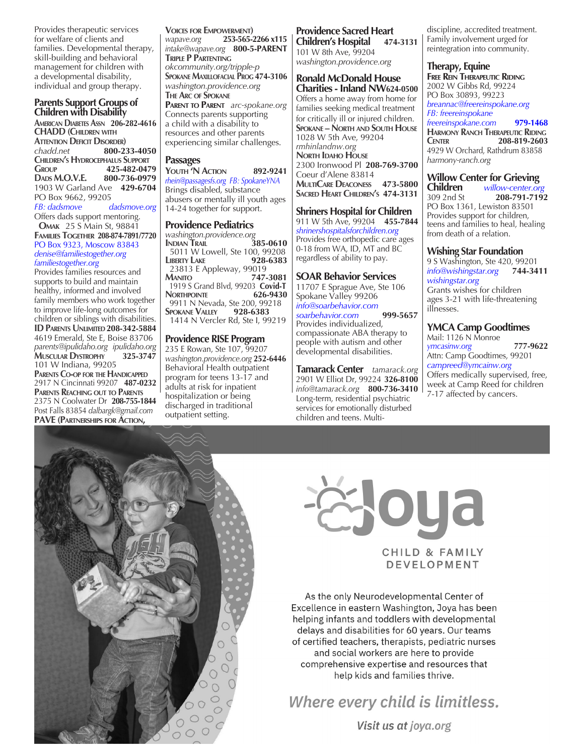Provides therapeutic services for welfare of clients and families. Developmental therapy, skill-building and behavioral management for children with a developmental disability, individual and group therapy.

## Parents Support Groups of Children with Disability

**American Diabetes Assn** 206-282-4616

**CHADD (Children with Attention Deficit Disorder)**
*chadd.net* **800-233-4050**

**Children's Hydrocephalus Support Group** 425-482-0479

**Dads M.O.V.E.** 800-736-0979
1903 W Garland Ave **429-6704**
PO Box 9662, 99205
*FB: dadsmove* *dadsmove.org*
Offers dads support mentoring.

**Omak** 25 S Main St, 98841

**Families Together** 208-874-7891/7720
PO Box 9323, Moscow 83843
*denise@familiestogether.org*
*familiestogether.org*
Provides families resources and supports to build and maintain healthy, informed and involved family members who work together to improve life-long outcomes for children or siblings with disabilities.

**ID Parents Unlimited** 208-342-5884
4619 Emerald, Ste E, Boise 83706
*parents@ipulidaho.org* *ipulidaho.org*

**Muscular Dystrophy** 325-3747
101 W Indiana, 99205

**Parents Co-op for the Handicapped**
2917 N Cincinnati 99207 **487-0232**

**Parents Reaching out to Parents**
2375 N Coolwater Dr **208-755-1844**
Post Falls 83854 *dalbargk@gmail.com*

**PAVE (Partnerships for Action, Voices for Empowerment)**
*wapave.org* **253-565-2266 x115**
*intake@wapave.org* **800-5-PARENT**

**Triple P Partenting**
*okcommunity.org/tripple-p*

**Spokane Maxillofacial Prog** 474-3106
*washington.providence.org*

**The Arc of Spokane**

**Parent to Parent** *arc-spokane.org*
Connects parents supporting a child with a disability to resources and other parents experiencing similar challenges.

## Passages

**Youth 'N Action** 892-9241
*rhein@passagesfs.org* *FB: SpokaneYNA*
Brings disabled, substance abusers or mentally ill youth ages 14-24 together for support.

## Providence Pediatrics

*washington.providence.org*

**Indian Trail** 385-0610
5011 W Lowell, Ste 100, 99208

**Liberty Lake** 928-6383
23813 E Appleway, 99019

**Manito** 747-3081
1919 S Grand Blvd, 99203 **Covid-T**

**Northpointe** 626-9430
9911 N Nevada, Ste 200, 99218

**Spokane Valley** 928-6383
1414 N Vercler Rd, Ste I, 99219

## Providence RISE Program

235 E Rowan, Ste 107, 99207
*washington.providence.org* **252-6446**
Behavioral Health outpatient program for teens 13-17 and adults at risk for inpatient hospitalization or being discharged in traditional outpatient setting.

## Providence Sacred Heart Children's Hospital **474-3131**

101 W 8th Ave, 99204
*washington.providence.org*

## Ronald McDonald House Charities - Inland NW **624-0500**

Offers a home away from home for families seeking medical treatment for critically ill or injured children.

**Spokane – North and South House**
1028 W 5th Ave, 99204
*rmhinlandnw.org*

**North Idaho House**
2300 Ironwood Pl **208-769-3700**
Coeur d'Alene 83814

**MultiCare Deaconess** 473-5800

**Sacred Heart Children's** 474-3131

## Shriners Hospital for Children

911 W 5th Ave, 99204 **455-7844**
*shrinershospitalsforchildren.org*
Provides free orthopedic care ages 0-18 from WA, ID, MT and BC regardless of ability to pay.

## SOAR Behavior Services

11707 E Sprague Ave, Ste 106
Spokane Valley 99206
*info@soarbehavior.com*
*soarbehavior.com* **999-5657**
Provides individualized, compassionate ABA therapy to people with autism and other developmental disabilities.

## Tamarack Center *tamarack.org*

2901 W Elliot Dr, 99224 **326-8100**
*info@tamarack.org* **800-736-3410**
Long-term, residential psychiatric services for emotionally disturbed children and teens. Multi-discipline, accredited treatment. Family involvement urged for reintegration into community.

## Therapy, Equine

**Free Rein Therapeutic Riding**
2002 W Gibbs Rd, 99224
PO Box 30893, 99223
*breannac@freereinspokane.org*
*FB: freereinspokane*
*freereinspokane.com* **979-1468**

**Harmony Ranch Therapeutic Riding Center** 208-819-2603
4929 W Orchard, Rathdrum 83858
*harmony-ranch.org*

## Willow Center for Grieving Children *willow-center.org*

309 2nd St **208-791-7192**
PO Box 1361, Lewiston 83501
Provides support for children, teens and families to heal, healing from death of a relation.

## Wishing Star Foundation

9 S Washington, Ste 420, 99201
*info@wishingstar.org* **744-3411**
*wishingstar.org*
Grants wishes for children ages 3-21 with life-threatening illnesses.

## YMCA Camp Goodtimes

Mail: 1126 N Monroe
*ymcasinw.org* **777-9622**
Attn: Camp Goodtimes, 99201
*campreed@ymcainw.org*
Offers medically supervised, free, week at Camp Reed for children 7-17 affected by cancers.

---

**Joya**
CHILD & FAMILY DEVELOPMENT

As the only Neurodevelopmental Center of Excellence in eastern Washington, Joya has been helping infants and toddlers with developmental delays and disabilities for 60 years. Our teams of certified teachers, therapists, pediatric nurses and social workers are here to provide comprehensive expertise and resources that help kids and families thrive.

*Where every child is limitless.*

*Visit us at joya.org*